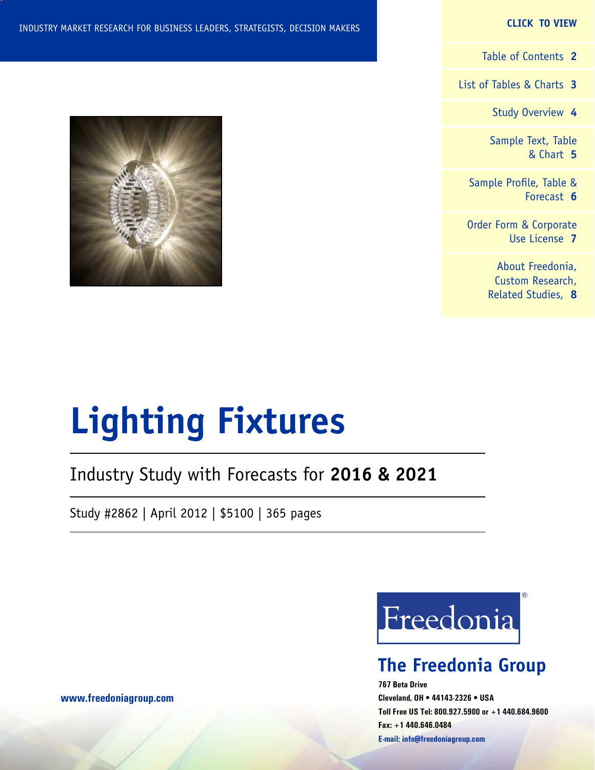INDUSTRY MARKET RESEARCH FOR BUSINESS LEADERS, STRATEGISTS, DECISION MAKERS

**CLICK TO VIEW**

- Table of Contents **2**
- List of Tables & Charts **3**
- Study Overview **4**
- Sample Text, Table & Chart **5**
- Sample Profile, Table & Forecast **6**
- Order Form & Corporate Use License **7**
- About Freedonia, Custom Research, Related Studies, **8**

# Lighting Fixtures

## Industry Study with Forecasts for **2016 & 2021**

Study #2862 | April 2012 | $5100 | 365 pages

Freedonia®

**The Freedonia Group**

**767 Beta Drive**
**Cleveland, OH • 44143-2326 • USA**
**Toll Free US Tel: 800.927.5900 or +1 440.684.9600**
**Fax: +1 440.646.0484**
**E-mail: info@freedoniagroup.com**

**www.freedoniagroup.com**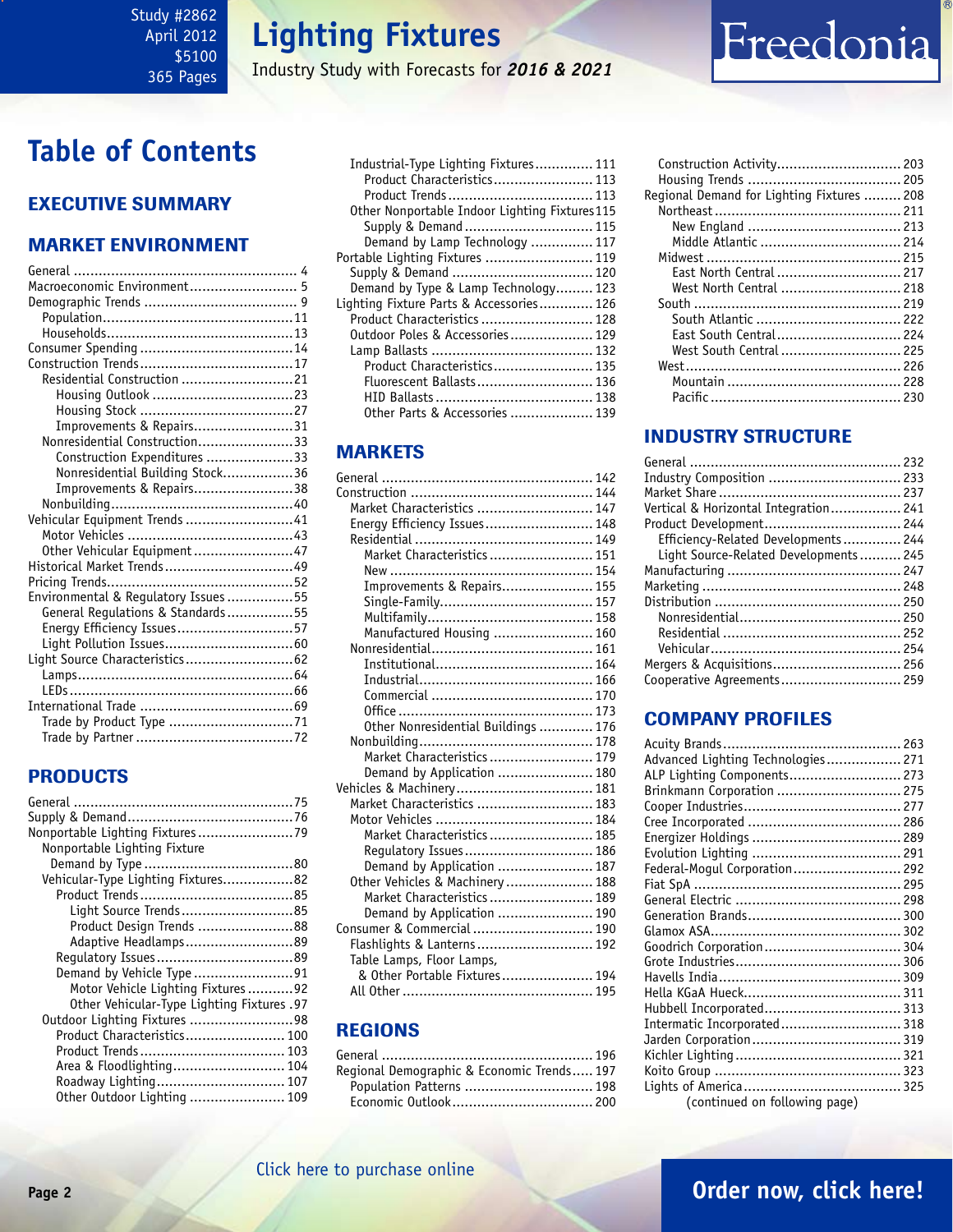Study #2862
April 2012
$5100
365 Pages

# Lighting Fixtures

Industry Study with Forecasts for ***2016 & 2021***

Freedonia

## Table of Contents

### EXECUTIVE SUMMARY

### MARKET ENVIRONMENT

- General ...... 4
- Macroeconomic Environment ...... 5
- Demographic Trends ...... 9
  - Population ...... 11
  - Households ...... 13
- Consumer Spending ...... 14
- Construction Trends ...... 17
  - Residential Construction ...... 21
    - Housing Outlook ...... 23
    - Housing Stock ...... 27
    - Improvements & Repairs ...... 31
  - Nonresidential Construction ...... 33
    - Construction Expenditures ...... 33
    - Nonresidential Building Stock ...... 36
    - Improvements & Repairs ...... 38
  - Nonbuilding ...... 40
- Vehicular Equipment Trends ...... 41
  - Motor Vehicles ...... 43
  - Other Vehicular Equipment ...... 47
- Historical Market Trends ...... 49
- Pricing Trends ...... 52
- Environmental & Regulatory Issues ...... 55
  - General Regulations & Standards ...... 55
  - Energy Efficiency Issues ...... 57
  - Light Pollution Issues ...... 60
- Light Source Characteristics ...... 62
  - Lamps ...... 64
  - LEDs ...... 66
- International Trade ...... 69
  - Trade by Product Type ...... 71
  - Trade by Partner ...... 72

### PRODUCTS

- General ...... 75
- Supply & Demand ...... 76
- Nonportable Lighting Fixtures ...... 79
  - Nonportable Lighting Fixture Demand by Type ...... 80
  - Vehicular-Type Lighting Fixtures ...... 82
    - Product Trends ...... 85
      - Light Source Trends ...... 85
      - Product Design Trends ...... 88
      - Adaptive Headlamps ...... 89
    - Regulatory Issues ...... 89
    - Demand by Vehicle Type ...... 91
      - Motor Vehicle Lighting Fixtures ...... 92
      - Other Vehicular-Type Lighting Fixtures ...... 97
  - Outdoor Lighting Fixtures ...... 98
    - Product Characteristics ...... 100
    - Product Trends ...... 103
    - Area & Floodlighting ...... 104
    - Roadway Lighting ...... 107
    - Other Outdoor Lighting ...... 109
  - Industrial-Type Lighting Fixtures ...... 111
    - Product Characteristics ...... 113
    - Product Trends ...... 113
  - Other Nonportable Indoor Lighting Fixtures ...... 115
    - Supply & Demand ...... 115
    - Demand by Lamp Technology ...... 117
- Portable Lighting Fixtures ...... 119
  - Supply & Demand ...... 120
  - Demand by Type & Lamp Technology ...... 123
- Lighting Fixture Parts & Accessories ...... 126
  - Product Characteristics ...... 128
  - Outdoor Poles & Accessories ...... 129
  - Lamp Ballasts ...... 132
    - Product Characteristics ...... 135
    - Fluorescent Ballasts ...... 136
    - HID Ballasts ...... 138
    - Other Parts & Accessories ...... 139

### MARKETS

- General ...... 142
- Construction ...... 144
  - Market Characteristics ...... 147
  - Energy Efficiency Issues ...... 148
  - Residential ...... 149
    - Market Characteristics ...... 151
    - New ...... 154
    - Improvements & Repairs ...... 155
    - Single-Family ...... 157
    - Multifamily ...... 158
    - Manufactured Housing ...... 160
  - Nonresidential ...... 161
    - Institutional ...... 164
    - Industrial ...... 166
    - Commercial ...... 170
    - Office ...... 173
    - Other Nonresidential Buildings ...... 176
  - Nonbuilding ...... 178
    - Market Characteristics ...... 179
    - Demand by Application ...... 180
- Vehicles & Machinery ...... 181
  - Market Characteristics ...... 183
  - Motor Vehicles ...... 184
    - Market Characteristics ...... 185
    - Regulatory Issues ...... 186
    - Demand by Application ...... 187
  - Other Vehicles & Machinery ...... 188
    - Market Characteristics ...... 189
    - Demand by Application ...... 190
- Consumer & Commercial ...... 190
  - Flashlights & Lanterns ...... 192
  - Table Lamps, Floor Lamps, & Other Portable Fixtures ...... 194
  - All Other ...... 195

### REGIONS

- General ...... 196
- Regional Demographic & Economic Trends ...... 197
  - Population Patterns ...... 198
  - Economic Outlook ...... 200
  - Construction Activity ...... 203
  - Housing Trends ...... 205
- Regional Demand for Lighting Fixtures ...... 208
  - Northeast ...... 211
    - New England ...... 213
    - Middle Atlantic ...... 214
  - Midwest ...... 215
    - East North Central ...... 217
    - West North Central ...... 218
  - South ...... 219
    - South Atlantic ...... 222
    - East South Central ...... 224
    - West South Central ...... 225
  - West ...... 226
    - Mountain ...... 228
    - Pacific ...... 230

### INDUSTRY STRUCTURE

- General ...... 232
- Industry Composition ...... 233
- Market Share ...... 237
- Vertical & Horizontal Integration ...... 241
- Product Development ...... 244
  - Efficiency-Related Developments ...... 244
  - Light Source-Related Developments ...... 245
- Manufacturing ...... 247
- Marketing ...... 248
- Distribution ...... 250
  - Nonresidential ...... 250
  - Residential ...... 252
  - Vehicular ...... 254
- Mergers & Acquisitions ...... 256
- Cooperative Agreements ...... 259

### COMPANY PROFILES

- Acuity Brands ...... 263
- Advanced Lighting Technologies ...... 271
- ALP Lighting Components ...... 273
- Brinkmann Corporation ...... 275
- Cooper Industries ...... 277
- Cree Incorporated ...... 286
- Energizer Holdings ...... 289
- Evolution Lighting ...... 291
- Federal-Mogul Corporation ...... 292
- Fiat SpA ...... 295
- General Electric ...... 298
- Generation Brands ...... 300
- Glamox ASA ...... 302
- Goodrich Corporation ...... 304
- Grote Industries ...... 306
- Havells India ...... 309
- Hella KGaA Hueck ...... 311
- Hubbell Incorporated ...... 313
- Intermatic Incorporated ...... 318
- Jarden Corporation ...... 319
- Kichler Lighting ...... 321
- Koito Group ...... 323
- Lights of America ...... 325

(continued on following page)

Click here to purchase online

**Order now, click here!**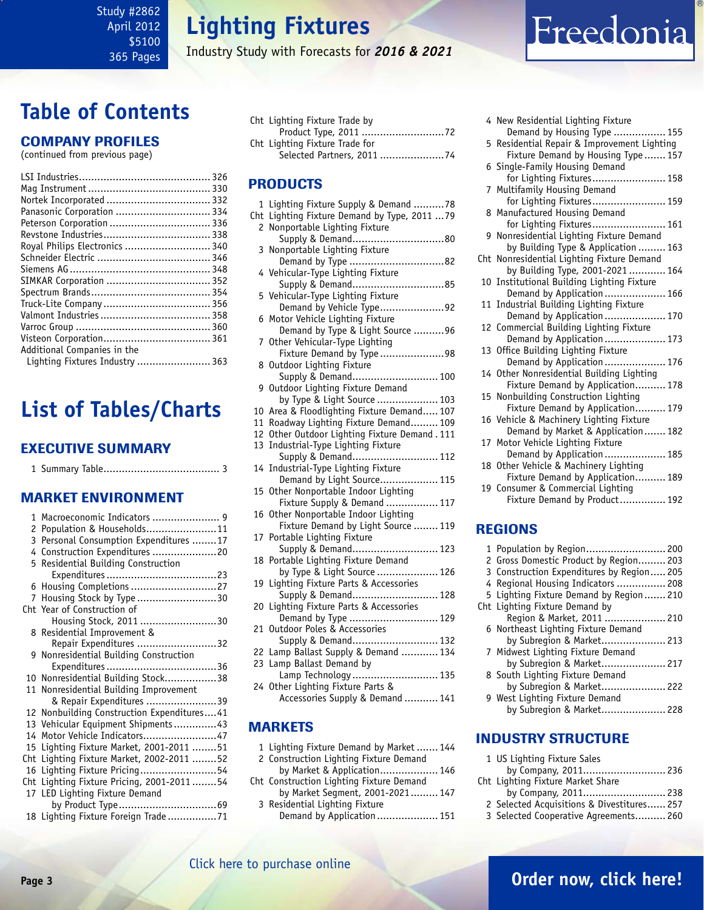# Lighting Fixtures

Industry Study with Forecasts for ***2016 & 2021***

Study #2862
April 2012
$5100
365 Pages

# Table of Contents

## COMPANY PROFILES

(continued from previous page)

- LSI Industries .......... 326
- Mag Instrument .......... 330
- Nortek Incorporated .......... 332
- Panasonic Corporation .......... 334
- Peterson Corporation .......... 336
- Revstone Industries .......... 338
- Royal Philips Electronics .......... 340
- Schneider Electric .......... 346
- Siemens AG .......... 348
- SIMKAR Corporation .......... 352
- Spectrum Brands .......... 354
- Truck-Lite Company .......... 356
- Valmont Industries .......... 358
- Varroc Group .......... 360
- Visteon Corporation .......... 361
- Additional Companies in the Lighting Fixtures Industry .......... 363

# List of Tables/Charts

## EXECUTIVE SUMMARY

1 Summary Table .......... 3

## MARKET ENVIRONMENT

1 Macroeconomic Indicators .......... 9
2 Population & Households .......... 11
3 Personal Consumption Expenditures .......... 17
4 Construction Expenditures .......... 20
5 Residential Building Construction Expenditures .......... 23
6 Housing Completions .......... 27
7 Housing Stock by Type .......... 30
Cht Year of Construction of Housing Stock, 2011 .......... 30
8 Residential Improvement & Repair Expenditures .......... 32
9 Nonresidential Building Construction Expenditures .......... 36
10 Nonresidential Building Stock .......... 38
11 Nonresidential Building Improvement & Repair Expenditures .......... 39
12 Nonbuilding Construction Expenditures .......... 41
13 Vehicular Equipment Shipments .......... 43
14 Motor Vehicle Indicators .......... 47
15 Lighting Fixture Market, 2001-2011 .......... 51
Cht Lighting Fixture Market, 2002-2011 .......... 52
16 Lighting Fixture Pricing .......... 54
Cht Lighting Fixture Pricing, 2001-2011 .......... 54
17 LED Lighting Fixture Demand by Product Type .......... 69
18 Lighting Fixture Foreign Trade .......... 71
Cht Lighting Fixture Trade by Product Type, 2011 .......... 72
Cht Lighting Fixture Trade for Selected Partners, 2011 .......... 74

## PRODUCTS

1 Lighting Fixture Supply & Demand .......... 78
Cht Lighting Fixture Demand by Type, 2011 .......... 79
2 Nonportable Lighting Fixture Supply & Demand .......... 80
3 Nonportable Lighting Fixture Demand by Type .......... 82
4 Vehicular-Type Lighting Fixture Supply & Demand .......... 85
5 Vehicular-Type Lighting Fixture Demand by Vehicle Type .......... 92
6 Motor Vehicle Lighting Fixture Demand by Type & Light Source .......... 96
7 Other Vehicular-Type Lighting Fixture Demand by Type .......... 98
8 Outdoor Lighting Fixture Supply & Demand .......... 100
9 Outdoor Lighting Fixture Demand by Type & Light Source .......... 103
10 Area & Floodlighting Fixture Demand .......... 107
11 Roadway Lighting Fixture Demand .......... 109
12 Other Outdoor Lighting Fixture Demand .......... 111
13 Industrial-Type Lighting Fixture Supply & Demand .......... 112
14 Industrial-Type Lighting Fixture Demand by Light Source .......... 115
15 Other Nonportable Indoor Lighting Fixture Supply & Demand .......... 117
16 Other Nonportable Indoor Lighting Fixture Demand by Light Source .......... 119
17 Portable Lighting Fixture Supply & Demand .......... 123
18 Portable Lighting Fixture Demand by Type & Light Source .......... 126
19 Lighting Fixture Parts & Accessories Supply & Demand .......... 128
20 Lighting Fixture Parts & Accessories Demand by Type .......... 129
21 Outdoor Poles & Accessories Supply & Demand .......... 132
22 Lamp Ballast Supply & Demand .......... 134
23 Lamp Ballast Demand by Lamp Technology .......... 135
24 Other Lighting Fixture Parts & Accessories Supply & Demand .......... 141

## MARKETS

1 Lighting Fixture Demand by Market .......... 144
2 Construction Lighting Fixture Demand by Market & Application .......... 146
Cht Construction Lighting Fixture Demand by Market Segment, 2001-2021 .......... 147
3 Residential Lighting Fixture Demand by Application .......... 151
4 New Residential Lighting Fixture Demand by Housing Type .......... 155
5 Residential Repair & Improvement Lighting Fixture Demand by Housing Type .......... 157
6 Single-Family Housing Demand for Lighting Fixtures .......... 158
7 Multifamily Housing Demand for Lighting Fixtures .......... 159
8 Manufactured Housing Demand for Lighting Fixtures .......... 161
9 Nonresidential Lighting Fixture Demand by Building Type & Application .......... 163
Cht Nonresidential Lighting Fixture Demand by Building Type, 2001-2021 .......... 164
10 Institutional Building Lighting Fixture Demand by Application .......... 166
11 Industrial Building Lighting Fixture Demand by Application .......... 170
12 Commercial Building Lighting Fixture Demand by Application .......... 173
13 Office Building Lighting Fixture Demand by Application .......... 176
14 Other Nonresidential Building Lighting Fixture Demand by Application .......... 178
15 Nonbuilding Construction Lighting Fixture Demand by Application .......... 179
16 Vehicle & Machinery Lighting Fixture Demand by Market & Application .......... 182
17 Motor Vehicle Lighting Fixture Demand by Application .......... 185
18 Other Vehicle & Machinery Lighting Fixture Demand by Application .......... 189
19 Consumer & Commercial Lighting Fixture Demand by Product .......... 192

## REGIONS

1 Population by Region .......... 200
2 Gross Domestic Product by Region .......... 203
3 Construction Expenditures by Region .......... 205
4 Regional Housing Indicators .......... 208
5 Lighting Fixture Demand by Region .......... 210
Cht Lighting Fixture Demand by Region & Market, 2011 .......... 210
6 Northeast Lighting Fixture Demand by Subregion & Market .......... 213
7 Midwest Lighting Fixture Demand by Subregion & Market .......... 217
8 South Lighting Fixture Demand by Subregion & Market .......... 222
9 West Lighting Fixture Demand by Subregion & Market .......... 228

## INDUSTRY STRUCTURE

1 US Lighting Fixture Sales by Company, 2011 .......... 236
Cht Lighting Fixture Market Share by Company, 2011 .......... 238
2 Selected Acquisitions & Divestitures .......... 257
3 Selected Cooperative Agreements .......... 260

Click here to purchase online

**Order now, click here!**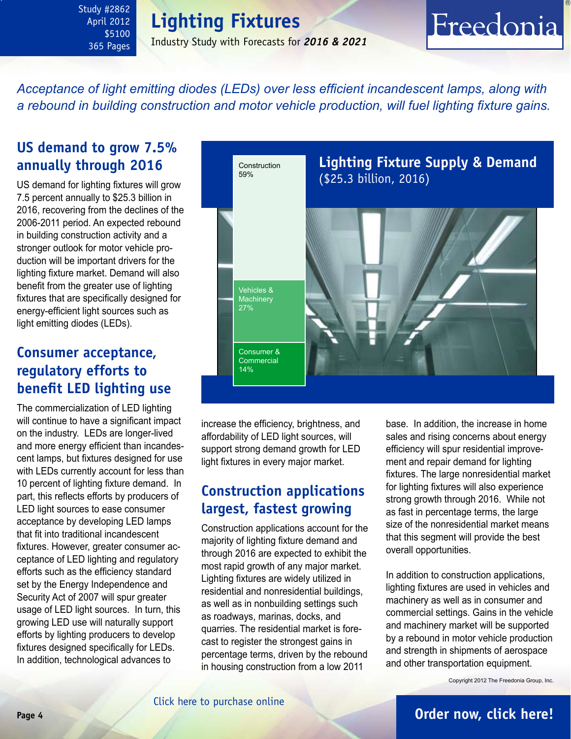Study #2862
April 2012
$5100
365 Pages

# Lighting Fixtures

Industry Study with Forecasts for ***2016 & 2021***

*Acceptance of light emitting diodes (LEDs) over less efficient incandescent lamps, along with a rebound in building construction and motor vehicle production, will fuel lighting fixture gains.*

## US demand to grow 7.5% annually through 2016

US demand for lighting fixtures will grow 7.5 percent annually to $25.3 billion in 2016, recovering from the declines of the 2006-2011 period. An expected rebound in building construction activity and a stronger outlook for motor vehicle production will be important drivers for the lighting fixture market. Demand will also benefit from the greater use of lighting fixtures that are specifically designed for energy-efficient light sources such as light emitting diodes (LEDs).

## Consumer acceptance, regulatory efforts to benefit LED lighting use

The commercialization of LED lighting will continue to have a significant impact on the industry. LEDs are longer-lived and more energy efficient than incandescent lamps, but fixtures designed for use with LEDs currently account for less than 10 percent of lighting fixture demand. In part, this reflects efforts by producers of LED light sources to ease consumer acceptance by developing LED lamps that fit into traditional incandescent fixtures. However, greater consumer acceptance of LED lighting and regulatory efforts such as the efficiency standard set by the Energy Independence and Security Act of 2007 will spur greater usage of LED light sources. In turn, this growing LED use will naturally support efforts by lighting producers to develop fixtures designed specifically for LEDs. In addition, technological advances to increase the efficiency, brightness, and affordability of LED light sources, will support strong demand growth for LED light fixtures in every major market.

**Lighting Fixture Supply & Demand**
($25.3 billion, 2016)

| Segment | Share |
|---|---|
| Construction | 59% |
| Vehicles & Machinery | 27% |
| Consumer & Commercial | 14% |

## Construction applications largest, fastest growing

Construction applications account for the majority of lighting fixture demand and through 2016 are expected to exhibit the most rapid growth of any major market. Lighting fixtures are widely utilized in residential and nonresidential buildings, as well as in nonbuilding settings such as roadways, marinas, docks, and quarries. The residential market is forecast to register the strongest gains in percentage terms, driven by the rebound in housing construction from a low 2011 base. In addition, the increase in home sales and rising concerns about energy efficiency will spur residential improvement and repair demand for lighting fixtures. The large nonresidential market for lighting fixtures will also experience strong growth through 2016. While not as fast in percentage terms, the large size of the nonresidential market means that this segment will provide the best overall opportunities.

In addition to construction applications, lighting fixtures are used in vehicles and machinery as well as in consumer and commercial settings. Gains in the vehicle and machinery market will be supported by a rebound in motor vehicle production and strength in shipments of aerospace and other transportation equipment.

Copyright 2012 The Freedonia Group, Inc.

Click here to purchase online

**Order now, click here!**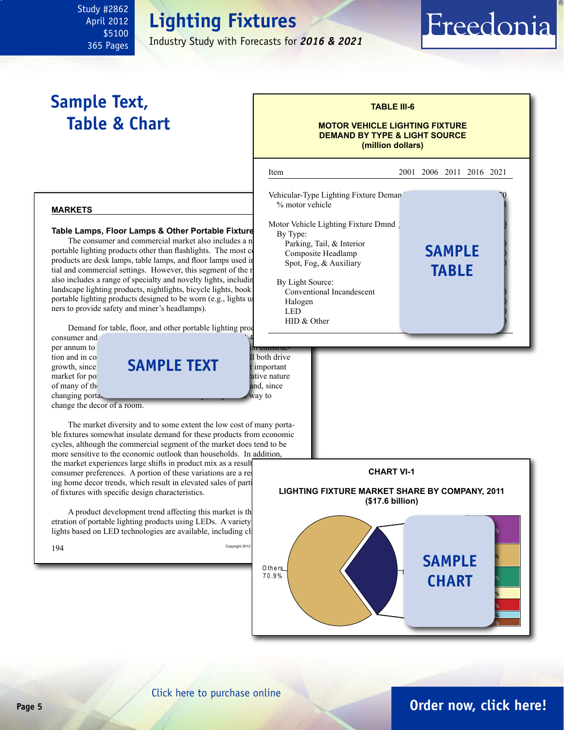Study #2862
April 2012
$5100
365 Pages

# Lighting Fixtures

Industry Study with Forecasts for ***2016 & 2021***

## Sample Text, Table & Chart

**TABLE III-6**

**MOTOR VEHICLE LIGHTING FIXTURE DEMAND BY TYPE & LIGHT SOURCE (million dollars)**

| Item | 2001 | 2006 | 2011 | 2016 | 2021 |
|---|---|---|---|---|---|
| Vehicular-Type Lighting Fixture Deman | | | | | 70 |
| % motor vehicle | | | | | |
| Motor Vehicle Lighting Fixture Dmnd | | | | | |
| By Type: | | | | | |
| Parking, Tail, & Interior | | | | | |
| Composite Headlamp | | | | | |
| Spot, Fog, & Auxiliary | | | | | |
| By Light Source: | | | | | |
| Conventional Incandescent | | | | | |
| Halogen | | | | | |
| LED | | | | | |
| HID & Other | | | | | |

**SAMPLE TABLE**

**MARKETS**

**Table Lamps, Floor Lamps & Other Portable Fixture**

The consumer and commercial market also includes a n portable lighting products other than flashlights. The most c products are desk lamps, table lamps, and floor lamps used i tial and commercial settings. However, this segment of the r also includes a range of specialty and novelty lights, includin landscape lighting products, nightlights, bicycle lights, book portable lighting products designed to be worn (e.g., lights u ners to provide safety and miner's headlamps).

Demand for table, floor, and other portable lighting pro consumer and ... 4 per annum to ... ial construc- tion and in co ... ll both drive growth, since ... t important market for po ... ative nature of many of th ... and, since changing porta ... way to change the decor of a room.

**SAMPLE TEXT**

The market diversity and to some extent the low cost of many porta- ble fixtures somewhat insulate demand for these products from economic cycles, although the commercial segment of the market does tend to be more sensitive to the economic outlook than households. In addition, the market experiences large shifts in product mix as a result consumer preferences. A portion of these variations are a re ing home decor trends, which result in elevated sales of part of fixtures with specific design characteristics.

A product development trend affecting this market is th etration of portable lighting products using LEDs. A variety lights based on LED technologies are available, including c

194

Copyright 2012

**CHART VI-1**

**LIGHTING FIXTURE MARKET SHARE BY COMPANY, 2011 ($17.6 billion)**

Others 70.9%

**SAMPLE CHART**

Click here to purchase online

**Order now, click here!**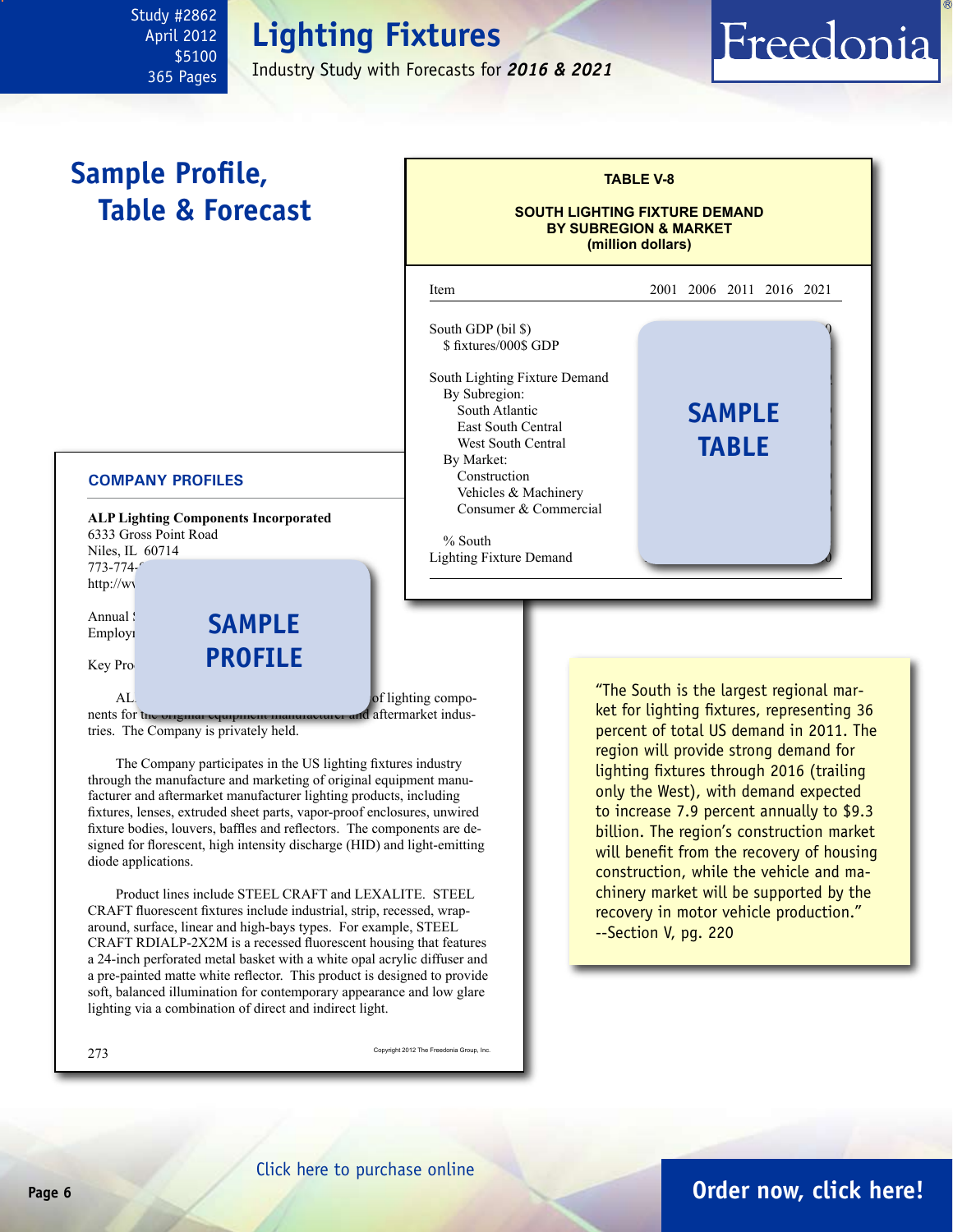Study #2862
April 2012
$5100
365 Pages

# Lighting Fixtures

Industry Study with Forecasts for ***2016 & 2021***

## Sample Profile, Table & Forecast

**TABLE V-8**

**SOUTH LIGHTING FIXTURE DEMAND BY SUBREGION & MARKET (million dollars)**

| Item | 2001 | 2006 | 2011 | 2016 | 2021 |
|---|---|---|---|---|---|
| South GDP (bil $) | | | | | |
| $ fixtures/000$ GDP | | | | | |
| South Lighting Fixture Demand | | | | | |
| By Subregion: | | | | | |
| South Atlantic | | | | | |
| East South Central | | | | | |
| West South Central | | | | | |
| By Market: | | | | | |
| Construction | | | | | |
| Vehicles & Machinery | | | | | |
| Consumer & Commercial | | | | | |
| % South | | | | | |
| Lighting Fixture Demand | | | | | |

SAMPLE TABLE

### COMPANY PROFILES

**ALP Lighting Components Incorporated**
6333 Gross Point Road
Niles, IL 60714
773-774-
http://wv

Annual
Employ

Key Pro

SAMPLE PROFILE

AL of lighting components for the original equipment manufacturer and aftermarket industries. The Company is privately held.

The Company participates in the US lighting fixtures industry through the manufacture and marketing of original equipment manufacturer and aftermarket manufacturer lighting products, including fixtures, lenses, extruded sheet parts, vapor-proof enclosures, unwired fixture bodies, louvers, baffles and reflectors. The components are designed for florescent, high intensity discharge (HID) and light-emitting diode applications.

Product lines include STEEL CRAFT and LEXALITE. STEEL CRAFT fluorescent fixtures include industrial, strip, recessed, wraparound, surface, linear and high-bays types. For example, STEEL CRAFT RDIALP-2X2M is a recessed fluorescent housing that features a 24-inch perforated metal basket with a white opal acrylic diffuser and a pre-painted matte white reflector. This product is designed to provide soft, balanced illumination for contemporary appearance and low glare lighting via a combination of direct and indirect light.

273

Copyright 2012 The Freedonia Group, Inc.

"The South is the largest regional market for lighting fixtures, representing 36 percent of total US demand in 2011. The region will provide strong demand for lighting fixtures through 2016 (trailing only the West), with demand expected to increase 7.9 percent annually to $9.3 billion. The region's construction market will benefit from the recovery of housing construction, while the vehicle and machinery market will be supported by the recovery in motor vehicle production."
--Section V, pg. 220

Click here to purchase online

**Order now, click here!**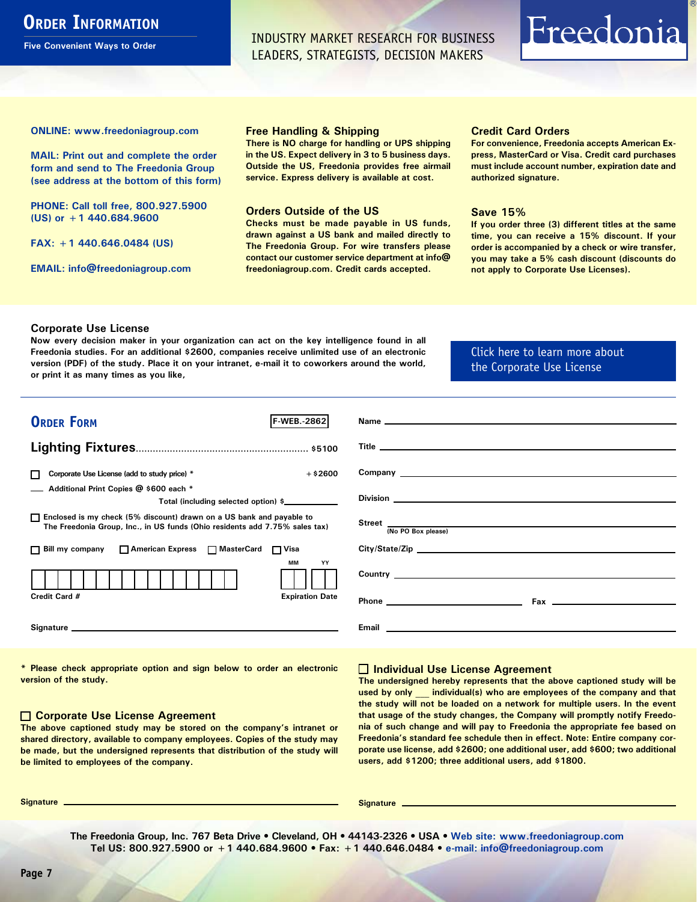# Order Information

**Five Convenient Ways to Order**

INDUSTRY MARKET RESEARCH FOR BUSINESS LEADERS, STRATEGISTS, DECISION MAKERS

Freedonia®

**ONLINE: www.freedoniagroup.com**

**MAIL: Print out and complete the order form and send to The Freedonia Group (see address at the bottom of this form)**

**PHONE: Call toll free, 800.927.5900 (US) or +1 440.684.9600**

**FAX: +1 440.646.0484 (US)**

**EMAIL: info@freedoniagroup.com**

### Free Handling & Shipping

There is NO charge for handling or UPS shipping in the US. Expect delivery in 3 to 5 business days. Outside the US, Freedonia provides free airmail service. Express delivery is available at cost.

### Orders Outside of the US

Checks must be made payable in US funds, drawn against a US bank and mailed directly to The Freedonia Group. For wire transfers please contact our customer service department at info@freedoniagroup.com. Credit cards accepted.

### Credit Card Orders

For convenience, Freedonia accepts American Express, MasterCard or Visa. Credit card purchases must include account number, expiration date and authorized signature.

### Save 15%

If you order three (3) different titles at the same time, you can receive a 15% discount. If your order is accompanied by a check or wire transfer, you may take a 5% cash discount (discounts do not apply to Corporate Use Licenses).

### Corporate Use License

Now every decision maker in your organization can act on the key intelligence found in all Freedonia studies. For an additional $2600, companies receive unlimited use of an electronic version (PDF) of the study. Place it on your intranet, e-mail it to coworkers around the world, or print it as many times as you like,

Click here to learn more about the Corporate Use License

## Order Form

F-WEB.-2862

**Lighting Fixtures**............................................................ $5100

☐ Corporate Use License (add to study price) * +$2600

___ Additional Print Copies @ $600 each *

Total (including selected option) $___________

☐ Enclosed is my check (5% discount) drawn on a US bank and payable to The Freedonia Group, Inc., in US funds (Ohio residents add 7.75% sales tax)

☐ Bill my company ☐ American Express ☐ MasterCard ☐ Visa

Credit Card # ____________________ Expiration Date MM ___ YY ___

Signature ____________________

Name ____________________

Title ____________________

Company ____________________

Division ____________________

Street ____________________ (No PO Box please)

City/State/Zip ____________________

Country ____________________

Phone ____________________ Fax ____________________

Email ____________________

\* Please check appropriate option and sign below to order an electronic version of the study.

### ☐ Corporate Use License Agreement

The above captioned study may be stored on the company's intranet or shared directory, available to company employees. Copies of the study may be made, but the undersigned represents that distribution of the study will be limited to employees of the company.

Signature ____________________

### ☐ Individual Use License Agreement

The undersigned hereby represents that the above captioned study will be used by only ___ individual(s) who are employees of the company and that the study will not be loaded on a network for multiple users. In the event that usage of the study changes, the Company will promptly notify Freedonia of such change and will pay to Freedonia the appropriate fee based on Freedonia's standard fee schedule then in effect. Note: Entire company corporate use license, add $2600; one additional user, add $600; two additional users, add $1200; three additional users, add $1800.

Signature ____________________

The Freedonia Group, Inc. 767 Beta Drive • Cleveland, OH • 44143-2326 • USA • Web site: www.freedoniagroup.com
Tel US: 800.927.5900 or +1 440.684.9600 • Fax: +1 440.646.0484 • e-mail: info@freedoniagroup.com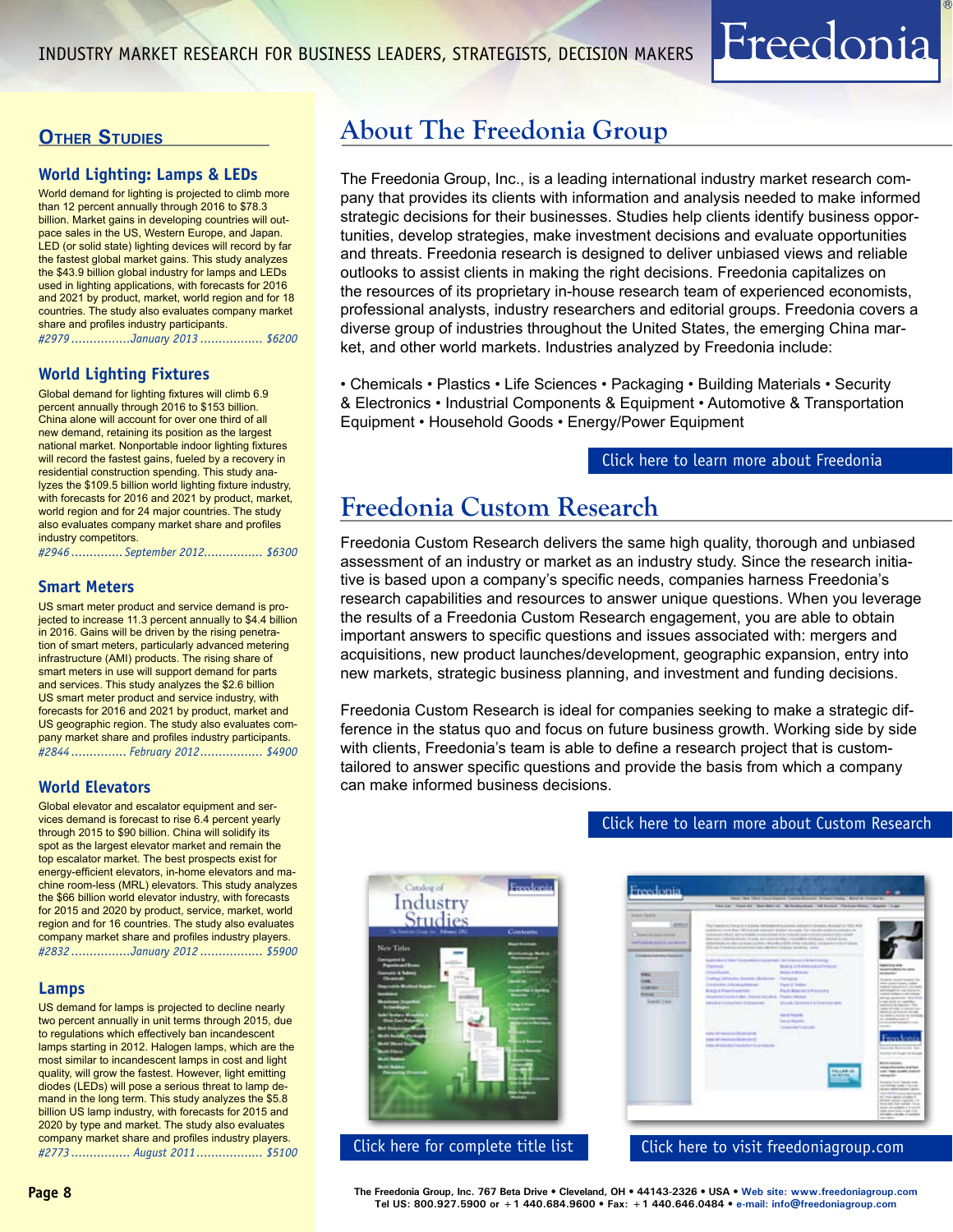## Other Studies

### World Lighting: Lamps & LEDs

World demand for lighting is projected to climb more than 12 percent annually through 2016 to $78.3 billion. Market gains in developing countries will outpace sales in the US, Western Europe, and Japan. LED (or solid state) lighting devices will record by far the fastest global market gains. This study analyzes the $43.9 billion global industry for lamps and LEDs used in lighting applications, with forecasts for 2016 and 2021 by product, market, world region and for 18 countries. The study also evaluates company market share and profiles industry participants.

*#2979 ................January 2013 ................. $6200*

### World Lighting Fixtures

Global demand for lighting fixtures will climb 6.9 percent annually through 2016 to $153 billion. China alone will account for over one third of all new demand, retaining its position as the largest national market. Nonportable indoor lighting fixtures will record the fastest gains, fueled by a recovery in residential construction spending. This study analyzes the $109.5 billion world lighting fixture industry, with forecasts for 2016 and 2021 by product, market, world region and for 24 major countries. The study also evaluates company market share and profiles industry competitors.

*#2946 .............. September 2012................ $6300*

### Smart Meters

US smart meter product and service demand is projected to increase 11.3 percent annually to $4.4 billion in 2016. Gains will be driven by the rising penetration of smart meters, particularly advanced metering infrastructure (AMI) products. The rising share of smart meters in use will support demand for parts and services. This study analyzes the $2.6 billion US smart meter product and service industry, with forecasts for 2016 and 2021 by product, market and US geographic region. The study also evaluates company market share and profiles industry participants.

*#2844 ............... February 2012................. $4900*

### World Elevators

Global elevator and escalator equipment and services demand is forecast to rise 6.4 percent yearly through 2015 to $90 billion. China will solidify its spot as the largest elevator market and remain the top escalator market. The best prospects exist for energy-efficient elevators, in-home elevators and machine room-less (MRL) elevators. This study analyzes the $66 billion world elevator industry, with forecasts for 2015 and 2020 by product, service, market, world region and for 16 countries. The study also evaluates company market share and profiles industry players.

*#2832 ................January 2012 ................. $5900*

### Lamps

US demand for lamps is projected to decline nearly two percent annually in unit terms through 2015, due to regulations which effectively ban incandescent lamps starting in 2012. Halogen lamps, which are the most similar to incandescent lamps in cost and light quality, will grow the fastest. However, light emitting diodes (LEDs) will pose a serious threat to lamp demand in the long term. This study analyzes the $5.8 billion US lamp industry, with forecasts for 2015 and 2020 by type and market. The study also evaluates company market share and profiles industry players.

*#2773 ................ August 2011.................. $5100*

## About The Freedonia Group

The Freedonia Group, Inc., is a leading international industry market research company that provides its clients with information and analysis needed to make informed strategic decisions for their businesses. Studies help clients identify business opportunities, develop strategies, make investment decisions and evaluate opportunities and threats. Freedonia research is designed to deliver unbiased views and reliable outlooks to assist clients in making the right decisions. Freedonia capitalizes on the resources of its proprietary in-house research team of experienced economists, professional analysts, industry researchers and editorial groups. Freedonia covers a diverse group of industries throughout the United States, the emerging China market, and other world markets. Industries analyzed by Freedonia include:

• Chemicals • Plastics • Life Sciences • Packaging • Building Materials • Security & Electronics • Industrial Components & Equipment • Automotive & Transportation Equipment • Household Goods • Energy/Power Equipment

Click here to learn more about Freedonia

## Freedonia Custom Research

Freedonia Custom Research delivers the same high quality, thorough and unbiased assessment of an industry or market as an industry study. Since the research initiative is based upon a company's specific needs, companies harness Freedonia's research capabilities and resources to answer unique questions. When you leverage the results of a Freedonia Custom Research engagement, you are able to obtain important answers to specific questions and issues associated with: mergers and acquisitions, new product launches/development, geographic expansion, entry into new markets, strategic business planning, and investment and funding decisions.

Freedonia Custom Research is ideal for companies seeking to make a strategic difference in the status quo and focus on future business growth. Working side by side with clients, Freedonia's team is able to define a research project that is custom-tailored to answer specific questions and provide the basis from which a company can make informed business decisions.

Click here to learn more about Custom Research

Click here for complete title list

Click here to visit freedoniagroup.com

**The Freedonia Group, Inc. 767 Beta Drive • Cleveland, OH • 44143-2326 • USA • Web site: www.freedoniagroup.com**
**Tel US: 800.927.5900 or +1 440.684.9600 • Fax: +1 440.646.0484 • e-mail: info@freedoniagroup.com**